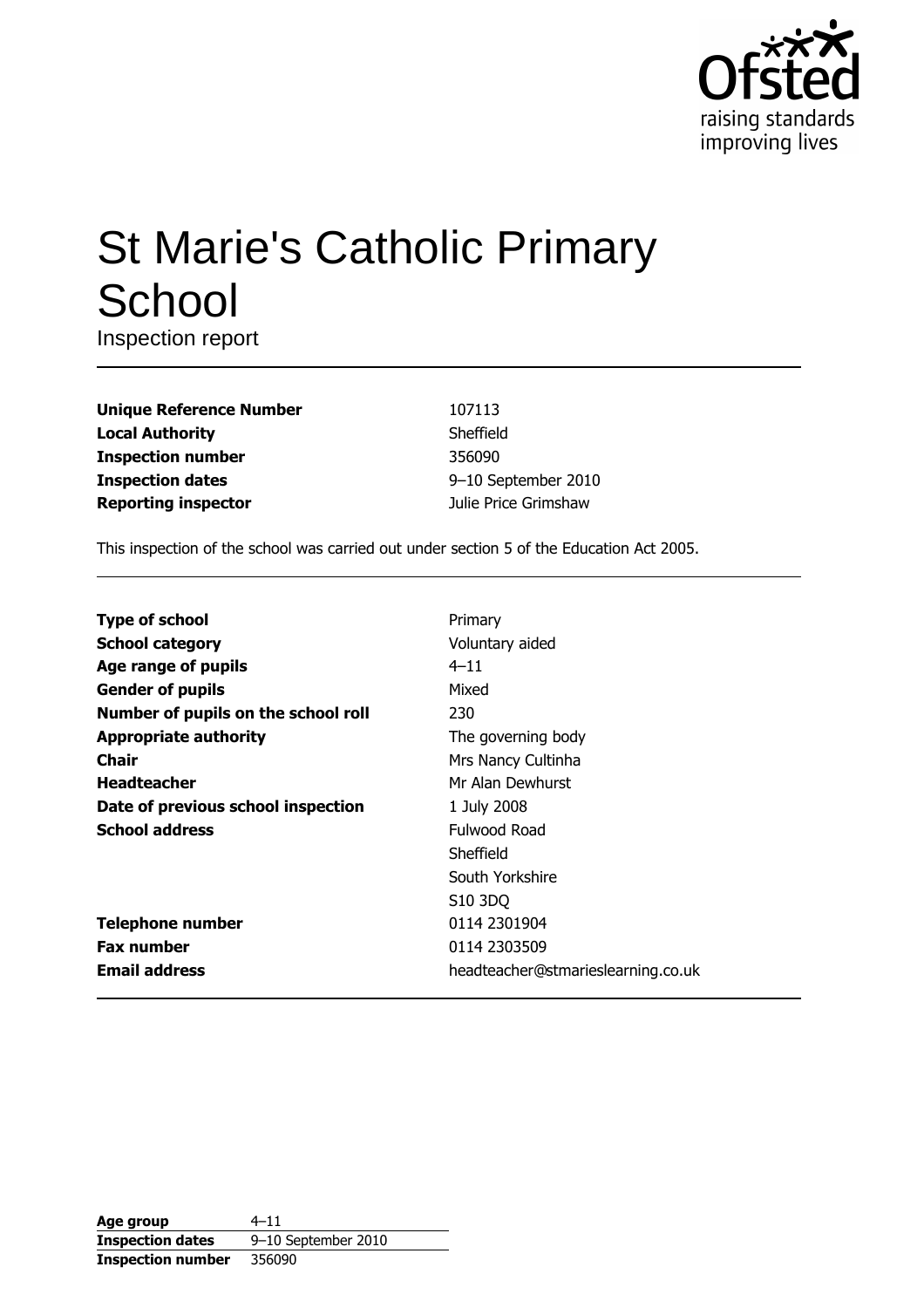# St Marie's Catholic Primary School

Inspection report

| | |
|---|---|
| **Unique Reference Number** | 107113 |
| **Local Authority** | Sheffield |
| **Inspection number** | 356090 |
| **Inspection dates** | 9–10 September 2010 |
| **Reporting inspector** | Julie Price Grimshaw |

This inspection of the school was carried out under section 5 of the Education Act 2005.

| | |
|---|---|
| **Type of school** | Primary |
| **School category** | Voluntary aided |
| **Age range of pupils** | 4–11 |
| **Gender of pupils** | Mixed |
| **Number of pupils on the school roll** | 230 |
| **Appropriate authority** | The governing body |
| **Chair** | Mrs Nancy Cultinha |
| **Headteacher** | Mr Alan Dewhurst |
| **Date of previous school inspection** | 1 July 2008 |
| **School address** | Fulwood Road<br>Sheffield<br>South Yorkshire<br>S10 3DQ |
| **Telephone number** | 0114 2301904 |
| **Fax number** | 0114 2303509 |
| **Email address** | headteacher@stmarieslearning.co.uk |

| | |
|---|---|
| **Age group** | 4–11 |
| **Inspection dates** | 9–10 September 2010 |
| **Inspection number** | 356090 |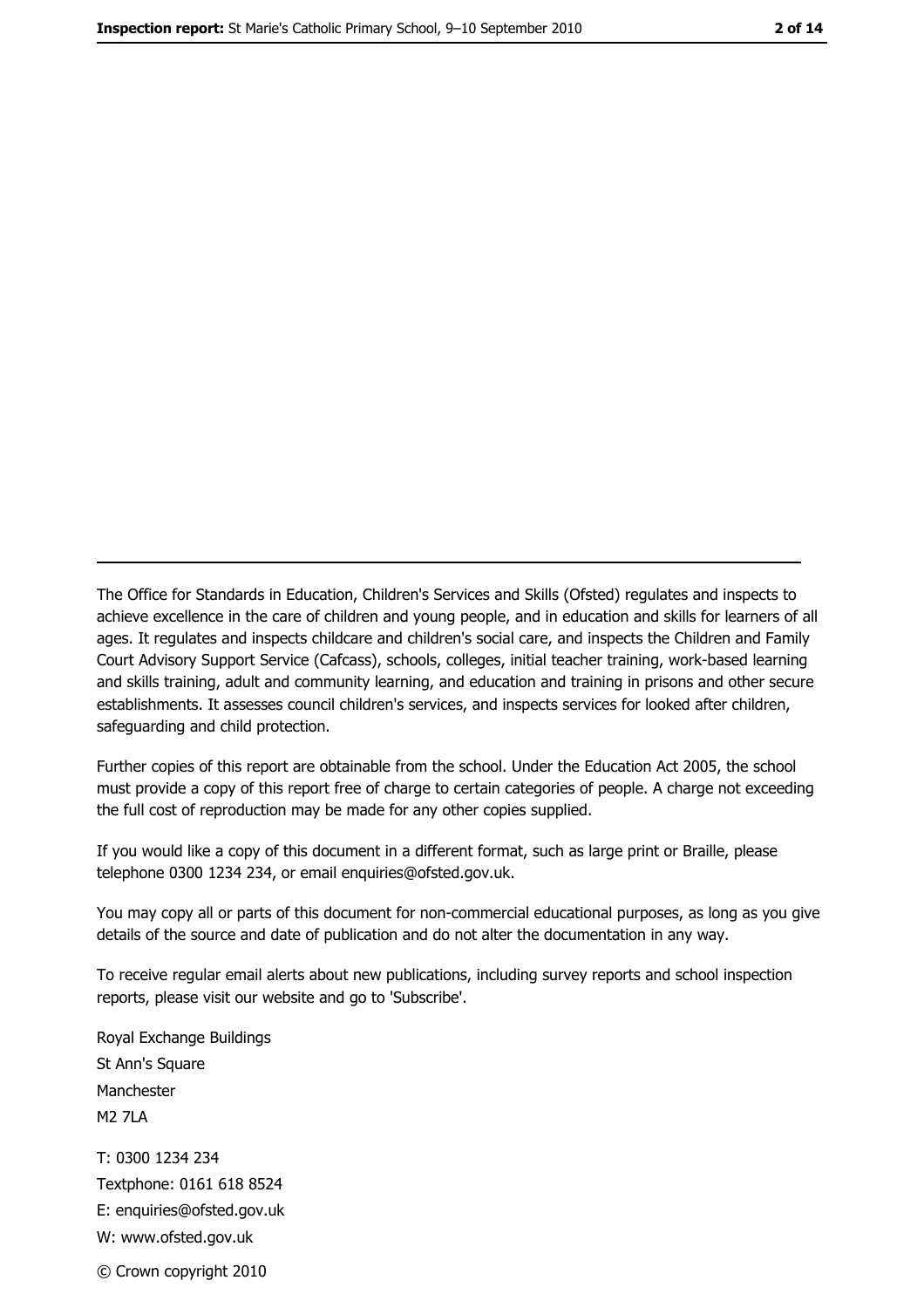The Office for Standards in Education, Children's Services and Skills (Ofsted) regulates and inspects to achieve excellence in the care of children and young people, and in education and skills for learners of all ages. It regulates and inspects childcare and children's social care, and inspects the Children and Family Court Advisory Support Service (Cafcass), schools, colleges, initial teacher training, work-based learning and skills training, adult and community learning, and education and training in prisons and other secure establishments. It assesses council children's services, and inspects services for looked after children, safeguarding and child protection.

Further copies of this report are obtainable from the school. Under the Education Act 2005, the school must provide a copy of this report free of charge to certain categories of people. A charge not exceeding the full cost of reproduction may be made for any other copies supplied.

If you would like a copy of this document in a different format, such as large print or Braille, please telephone 0300 1234 234, or email enquiries@ofsted.gov.uk.

You may copy all or parts of this document for non-commercial educational purposes, as long as you give details of the source and date of publication and do not alter the documentation in any way.

To receive regular email alerts about new publications, including survey reports and school inspection reports, please visit our website and go to 'Subscribe'.

Royal Exchange Buildings
St Ann's Square
Manchester
M2 7LA

T: 0300 1234 234
Textphone: 0161 618 8524
E: enquiries@ofsted.gov.uk
W: www.ofsted.gov.uk

© Crown copyright 2010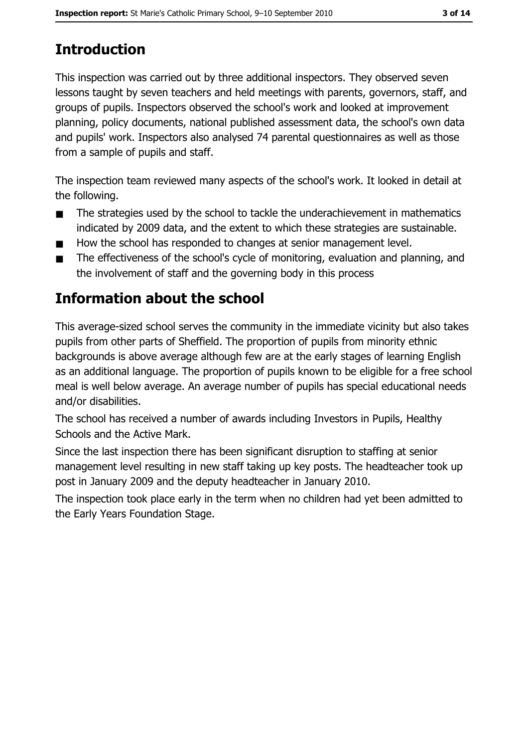# Introduction

This inspection was carried out by three additional inspectors. They observed seven lessons taught by seven teachers and held meetings with parents, governors, staff, and groups of pupils. Inspectors observed the school's work and looked at improvement planning, policy documents, national published assessment data, the school's own data and pupils' work. Inspectors also analysed 74 parental questionnaires as well as those from a sample of pupils and staff.

The inspection team reviewed many aspects of the school's work. It looked in detail at the following.

- The strategies used by the school to tackle the underachievement in mathematics indicated by 2009 data, and the extent to which these strategies are sustainable.
- How the school has responded to changes at senior management level.
- The effectiveness of the school's cycle of monitoring, evaluation and planning, and the involvement of staff and the governing body in this process

# Information about the school

This average-sized school serves the community in the immediate vicinity but also takes pupils from other parts of Sheffield. The proportion of pupils from minority ethnic backgrounds is above average although few are at the early stages of learning English as an additional language. The proportion of pupils known to be eligible for a free school meal is well below average. An average number of pupils has special educational needs and/or disabilities.

The school has received a number of awards including Investors in Pupils, Healthy Schools and the Active Mark.

Since the last inspection there has been significant disruption to staffing at senior management level resulting in new staff taking up key posts. The headteacher took up post in January 2009 and the deputy headteacher in January 2010.

The inspection took place early in the term when no children had yet been admitted to the Early Years Foundation Stage.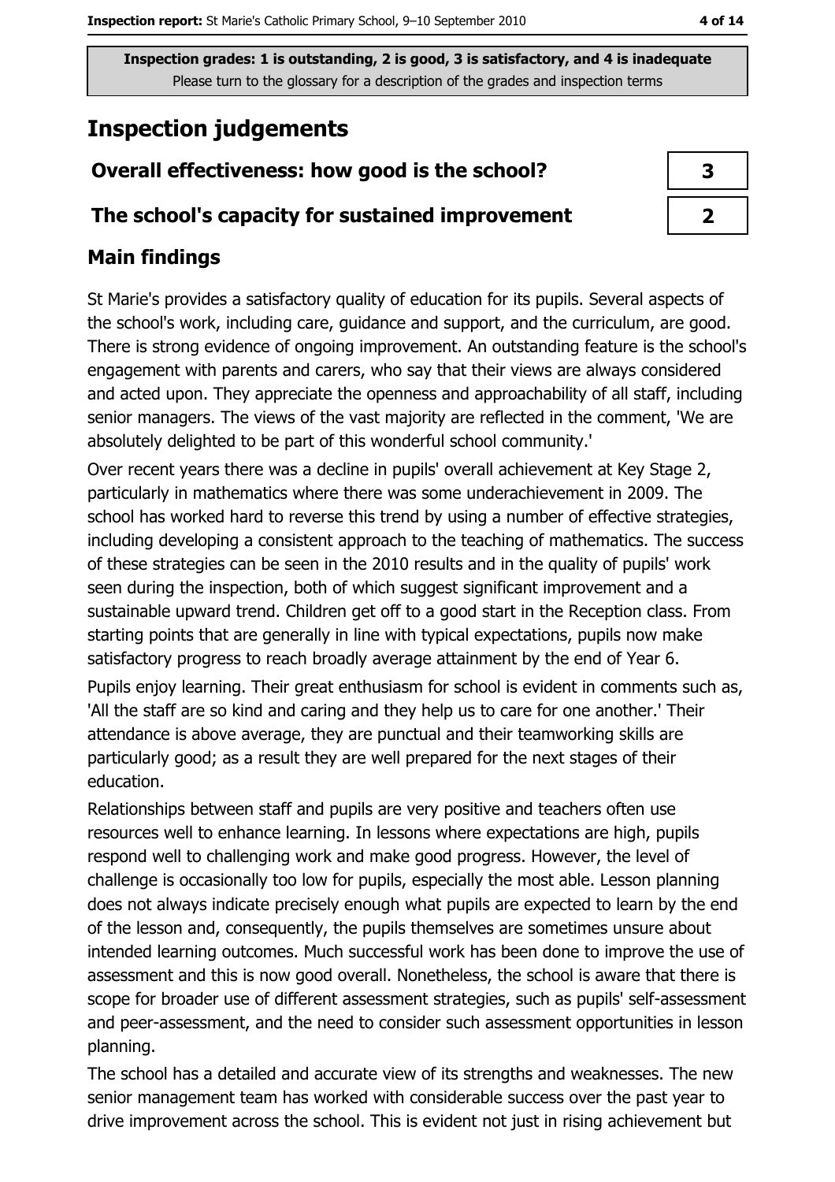Inspection grades: 1 is outstanding, 2 is good, 3 is satisfactory, and 4 is inadequate
Please turn to the glossary for a description of the grades and inspection terms

# Inspection judgements

| Overall effectiveness: how good is the school? | 3 |
|---|---|
| The school's capacity for sustained improvement | 2 |

## Main findings

St Marie's provides a satisfactory quality of education for its pupils. Several aspects of the school's work, including care, guidance and support, and the curriculum, are good. There is strong evidence of ongoing improvement. An outstanding feature is the school's engagement with parents and carers, who say that their views are always considered and acted upon. They appreciate the openness and approachability of all staff, including senior managers. The views of the vast majority are reflected in the comment, 'We are absolutely delighted to be part of this wonderful school community.'

Over recent years there was a decline in pupils' overall achievement at Key Stage 2, particularly in mathematics where there was some underachievement in 2009. The school has worked hard to reverse this trend by using a number of effective strategies, including developing a consistent approach to the teaching of mathematics. The success of these strategies can be seen in the 2010 results and in the quality of pupils' work seen during the inspection, both of which suggest significant improvement and a sustainable upward trend. Children get off to a good start in the Reception class. From starting points that are generally in line with typical expectations, pupils now make satisfactory progress to reach broadly average attainment by the end of Year 6.

Pupils enjoy learning. Their great enthusiasm for school is evident in comments such as, 'All the staff are so kind and caring and they help us to care for one another.' Their attendance is above average, they are punctual and their teamworking skills are particularly good; as a result they are well prepared for the next stages of their education.

Relationships between staff and pupils are very positive and teachers often use resources well to enhance learning. In lessons where expectations are high, pupils respond well to challenging work and make good progress. However, the level of challenge is occasionally too low for pupils, especially the most able. Lesson planning does not always indicate precisely enough what pupils are expected to learn by the end of the lesson and, consequently, the pupils themselves are sometimes unsure about intended learning outcomes. Much successful work has been done to improve the use of assessment and this is now good overall. Nonetheless, the school is aware that there is scope for broader use of different assessment strategies, such as pupils' self-assessment and peer-assessment, and the need to consider such assessment opportunities in lesson planning.

The school has a detailed and accurate view of its strengths and weaknesses. The new senior management team has worked with considerable success over the past year to drive improvement across the school. This is evident not just in rising achievement but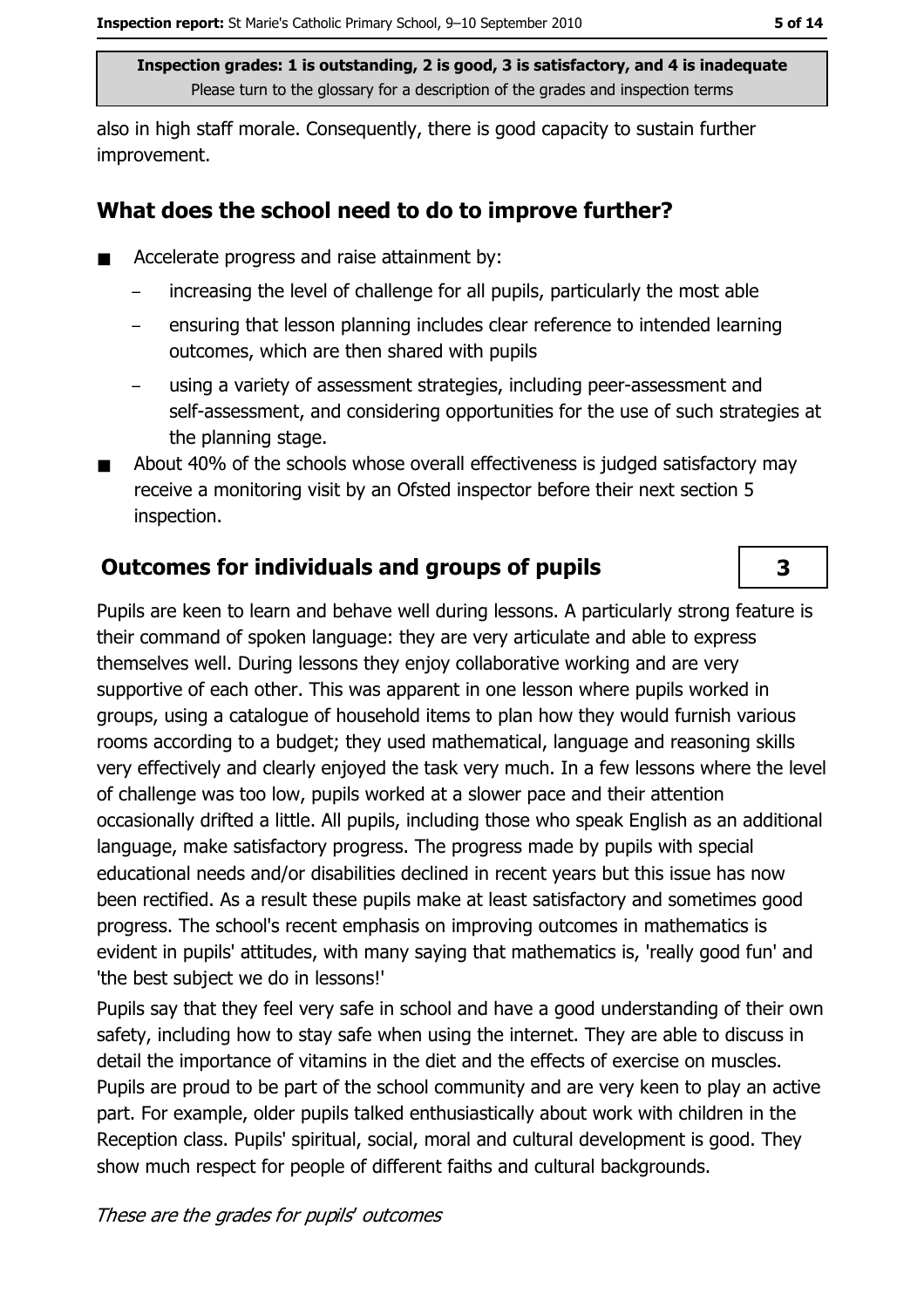also in high staff morale. Consequently, there is good capacity to sustain further improvement.

## What does the school need to do to improve further?

- Accelerate progress and raise attainment by:
  - increasing the level of challenge for all pupils, particularly the most able
  - ensuring that lesson planning includes clear reference to intended learning outcomes, which are then shared with pupils
  - using a variety of assessment strategies, including peer-assessment and self-assessment, and considering opportunities for the use of such strategies at the planning stage.
- About 40% of the schools whose overall effectiveness is judged satisfactory may receive a monitoring visit by an Ofsted inspector before their next section 5 inspection.

## Outcomes for individuals and groups of pupils — 3

Pupils are keen to learn and behave well during lessons. A particularly strong feature is their command of spoken language: they are very articulate and able to express themselves well. During lessons they enjoy collaborative working and are very supportive of each other. This was apparent in one lesson where pupils worked in groups, using a catalogue of household items to plan how they would furnish various rooms according to a budget; they used mathematical, language and reasoning skills very effectively and clearly enjoyed the task very much. In a few lessons where the level of challenge was too low, pupils worked at a slower pace and their attention occasionally drifted a little. All pupils, including those who speak English as an additional language, make satisfactory progress. The progress made by pupils with special educational needs and/or disabilities declined in recent years but this issue has now been rectified. As a result these pupils make at least satisfactory and sometimes good progress. The school's recent emphasis on improving outcomes in mathematics is evident in pupils' attitudes, with many saying that mathematics is, 'really good fun' and 'the best subject we do in lessons!'

Pupils say that they feel very safe in school and have a good understanding of their own safety, including how to stay safe when using the internet. They are able to discuss in detail the importance of vitamins in the diet and the effects of exercise on muscles. Pupils are proud to be part of the school community and are very keen to play an active part. For example, older pupils talked enthusiastically about work with children in the Reception class. Pupils' spiritual, social, moral and cultural development is good. They show much respect for people of different faiths and cultural backgrounds.

*These are the grades for pupils' outcomes*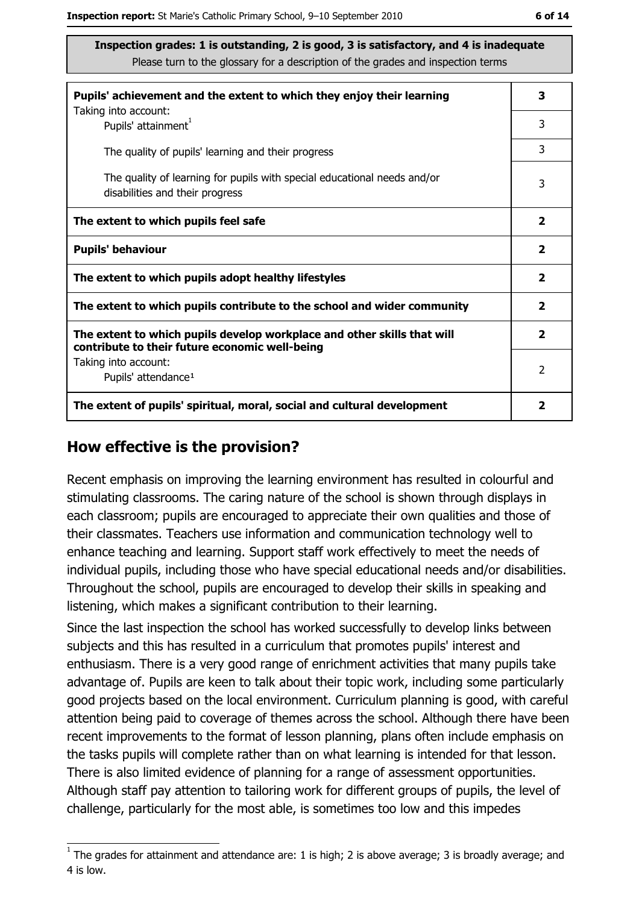**Inspection grades: 1 is outstanding, 2 is good, 3 is satisfactory, and 4 is inadequate**
Please turn to the glossary for a description of the grades and inspection terms

| | |
|---|---|
| **Pupils' achievement and the extent to which they enjoy their learning** | **3** |
| Taking into account: Pupils' attainment[1] | 3 |
| The quality of pupils' learning and their progress | 3 |
| The quality of learning for pupils with special educational needs and/or disabilities and their progress | 3 |
| **The extent to which pupils feel safe** | **2** |
| **Pupils' behaviour** | **2** |
| **The extent to which pupils adopt healthy lifestyles** | **2** |
| **The extent to which pupils contribute to the school and wider community** | **2** |
| **The extent to which pupils develop workplace and other skills that will contribute to their future economic well-being** | **2** |
| Taking into account: Pupils' attendance[1] | 2 |
| **The extent of pupils' spiritual, moral, social and cultural development** | **2** |

## How effective is the provision?

Recent emphasis on improving the learning environment has resulted in colourful and stimulating classrooms. The caring nature of the school is shown through displays in each classroom; pupils are encouraged to appreciate their own qualities and those of their classmates. Teachers use information and communication technology well to enhance teaching and learning. Support staff work effectively to meet the needs of individual pupils, including those who have special educational needs and/or disabilities. Throughout the school, pupils are encouraged to develop their skills in speaking and listening, which makes a significant contribution to their learning.

Since the last inspection the school has worked successfully to develop links between subjects and this has resulted in a curriculum that promotes pupils' interest and enthusiasm. There is a very good range of enrichment activities that many pupils take advantage of. Pupils are keen to talk about their topic work, including some particularly good projects based on the local environment. Curriculum planning is good, with careful attention being paid to coverage of themes across the school. Although there have been recent improvements to the format of lesson planning, plans often include emphasis on the tasks pupils will complete rather than on what learning is intended for that lesson. There is also limited evidence of planning for a range of assessment opportunities. Although staff pay attention to tailoring work for different groups of pupils, the level of challenge, particularly for the most able, is sometimes too low and this impedes

[1] The grades for attainment and attendance are: 1 is high; 2 is above average; 3 is broadly average; and 4 is low.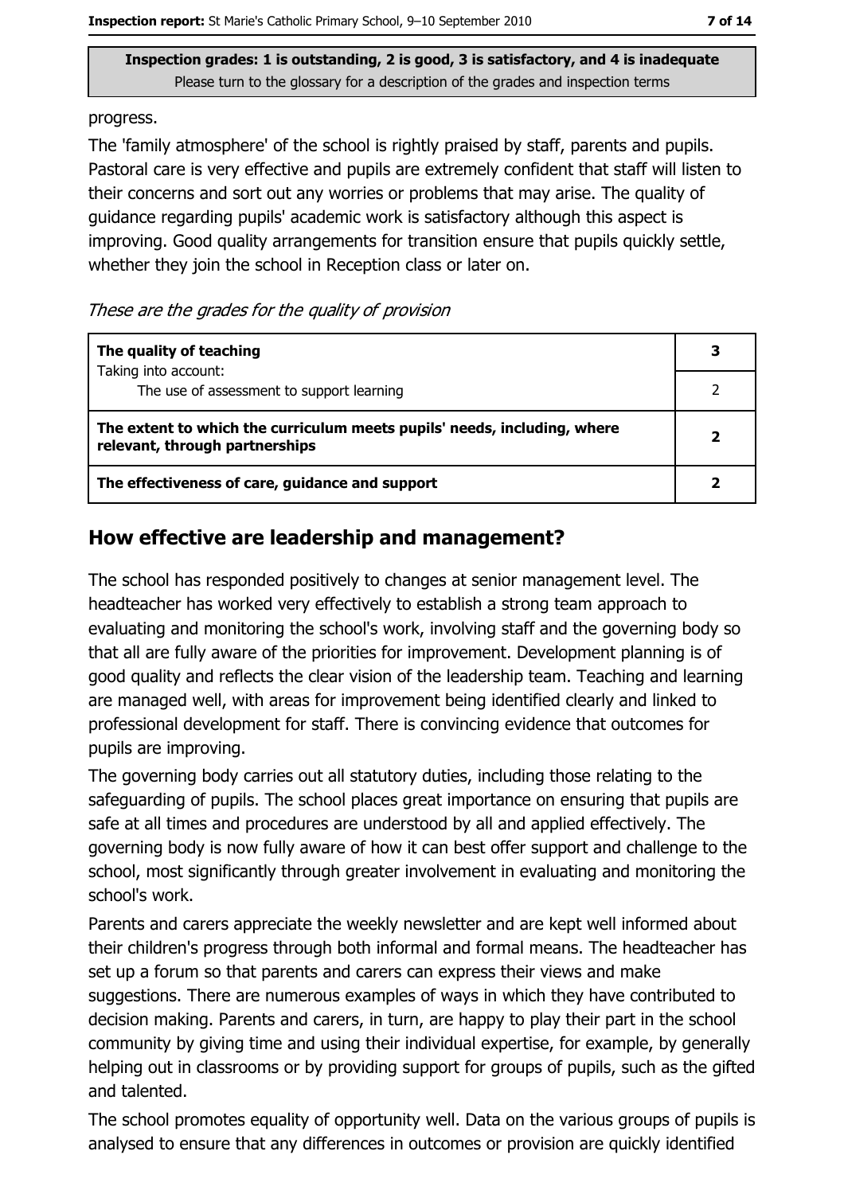**Inspection grades: 1 is outstanding, 2 is good, 3 is satisfactory, and 4 is inadequate**
Please turn to the glossary for a description of the grades and inspection terms

progress.

The 'family atmosphere' of the school is rightly praised by staff, parents and pupils. Pastoral care is very effective and pupils are extremely confident that staff will listen to their concerns and sort out any worries or problems that may arise. The quality of guidance regarding pupils' academic work is satisfactory although this aspect is improving. Good quality arrangements for transition ensure that pupils quickly settle, whether they join the school in Reception class or later on.

*These are the grades for the quality of provision*

| | |
|---|---|
| **The quality of teaching**<br>Taking into account:<br>The use of assessment to support learning | **3**<br>2 |
| **The extent to which the curriculum meets pupils' needs, including, where relevant, through partnerships** | **2** |
| **The effectiveness of care, guidance and support** | **2** |

## How effective are leadership and management?

The school has responded positively to changes at senior management level. The headteacher has worked very effectively to establish a strong team approach to evaluating and monitoring the school's work, involving staff and the governing body so that all are fully aware of the priorities for improvement. Development planning is of good quality and reflects the clear vision of the leadership team. Teaching and learning are managed well, with areas for improvement being identified clearly and linked to professional development for staff. There is convincing evidence that outcomes for pupils are improving.

The governing body carries out all statutory duties, including those relating to the safeguarding of pupils. The school places great importance on ensuring that pupils are safe at all times and procedures are understood by all and applied effectively. The governing body is now fully aware of how it can best offer support and challenge to the school, most significantly through greater involvement in evaluating and monitoring the school's work.

Parents and carers appreciate the weekly newsletter and are kept well informed about their children's progress through both informal and formal means. The headteacher has set up a forum so that parents and carers can express their views and make suggestions. There are numerous examples of ways in which they have contributed to decision making. Parents and carers, in turn, are happy to play their part in the school community by giving time and using their individual expertise, for example, by generally helping out in classrooms or by providing support for groups of pupils, such as the gifted and talented.

The school promotes equality of opportunity well. Data on the various groups of pupils is analysed to ensure that any differences in outcomes or provision are quickly identified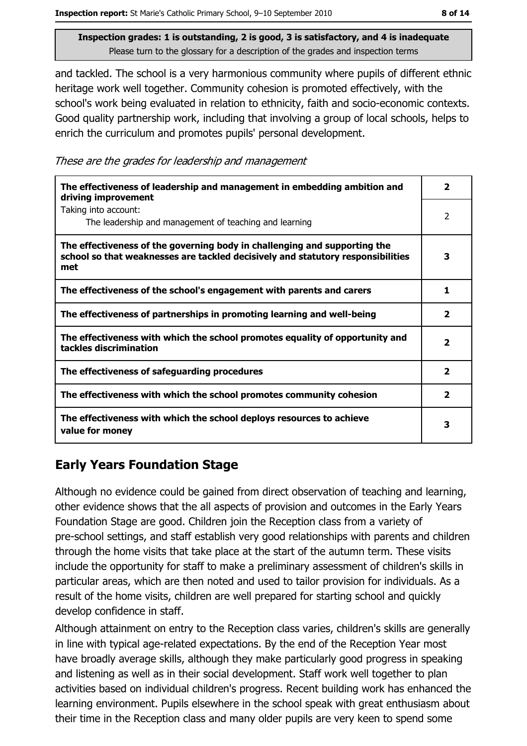**Inspection grades: 1 is outstanding, 2 is good, 3 is satisfactory, and 4 is inadequate**
Please turn to the glossary for a description of the grades and inspection terms

and tackled. The school is a very harmonious community where pupils of different ethnic heritage work well together. Community cohesion is promoted effectively, with the school's work being evaluated in relation to ethnicity, faith and socio-economic contexts. Good quality partnership work, including that involving a group of local schools, helps to enrich the curriculum and promotes pupils' personal development.

*These are the grades for leadership and management*

| | |
|---|---|
| **The effectiveness of leadership and management in embedding ambition and driving improvement** | **2** |
| Taking into account: The leadership and management of teaching and learning | 2 |
| **The effectiveness of the governing body in challenging and supporting the school so that weaknesses are tackled decisively and statutory responsibilities met** | **3** |
| **The effectiveness of the school's engagement with parents and carers** | **1** |
| **The effectiveness of partnerships in promoting learning and well-being** | **2** |
| **The effectiveness with which the school promotes equality of opportunity and tackles discrimination** | **2** |
| **The effectiveness of safeguarding procedures** | **2** |
| **The effectiveness with which the school promotes community cohesion** | **2** |
| **The effectiveness with which the school deploys resources to achieve value for money** | **3** |

## Early Years Foundation Stage

Although no evidence could be gained from direct observation of teaching and learning, other evidence shows that the all aspects of provision and outcomes in the Early Years Foundation Stage are good. Children join the Reception class from a variety of pre-school settings, and staff establish very good relationships with parents and children through the home visits that take place at the start of the autumn term. These visits include the opportunity for staff to make a preliminary assessment of children's skills in particular areas, which are then noted and used to tailor provision for individuals. As a result of the home visits, children are well prepared for starting school and quickly develop confidence in staff.

Although attainment on entry to the Reception class varies, children's skills are generally in line with typical age-related expectations. By the end of the Reception Year most have broadly average skills, although they make particularly good progress in speaking and listening as well as in their social development. Staff work well together to plan activities based on individual children's progress. Recent building work has enhanced the learning environment. Pupils elsewhere in the school speak with great enthusiasm about their time in the Reception class and many older pupils are very keen to spend some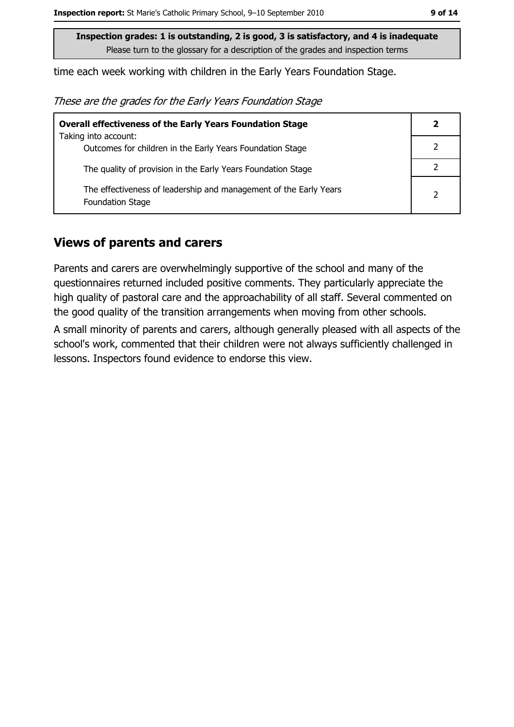**Inspection grades: 1 is outstanding, 2 is good, 3 is satisfactory, and 4 is inadequate**
Please turn to the glossary for a description of the grades and inspection terms

time each week working with children in the Early Years Foundation Stage.

*These are the grades for the Early Years Foundation Stage*

| **Overall effectiveness of the Early Years Foundation Stage** | **2** |
|---|---|
| Taking into account: Outcomes for children in the Early Years Foundation Stage | 2 |
| The quality of provision in the Early Years Foundation Stage | 2 |
| The effectiveness of leadership and management of the Early Years Foundation Stage | 2 |

## Views of parents and carers

Parents and carers are overwhelmingly supportive of the school and many of the questionnaires returned included positive comments. They particularly appreciate the high quality of pastoral care and the approachability of all staff. Several commented on the good quality of the transition arrangements when moving from other schools.

A small minority of parents and carers, although generally pleased with all aspects of the school's work, commented that their children were not always sufficiently challenged in lessons. Inspectors found evidence to endorse this view.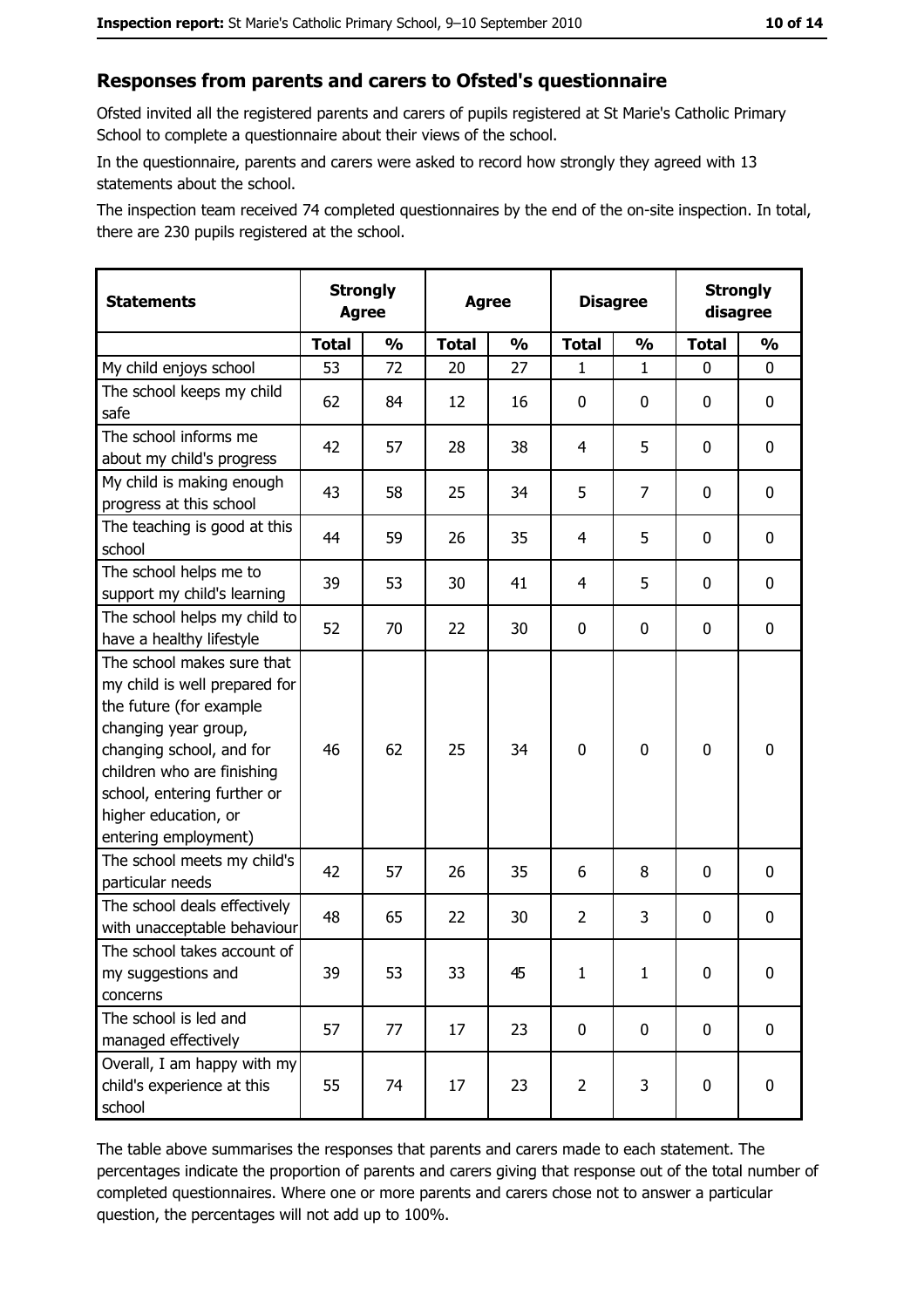## Responses from parents and carers to Ofsted's questionnaire

Ofsted invited all the registered parents and carers of pupils registered at St Marie's Catholic Primary School to complete a questionnaire about their views of the school.

In the questionnaire, parents and carers were asked to record how strongly they agreed with 13 statements about the school.

The inspection team received 74 completed questionnaires by the end of the on-site inspection. In total, there are 230 pupils registered at the school.

| Statements | Strongly Agree | | Agree | | Disagree | | Strongly disagree | |
|---|---|---|---|---|---|---|---|---|
| | Total | % | Total | % | Total | % | Total | % |
| My child enjoys school | 53 | 72 | 20 | 27 | 1 | 1 | 0 | 0 |
| The school keeps my child safe | 62 | 84 | 12 | 16 | 0 | 0 | 0 | 0 |
| The school informs me about my child's progress | 42 | 57 | 28 | 38 | 4 | 5 | 0 | 0 |
| My child is making enough progress at this school | 43 | 58 | 25 | 34 | 5 | 7 | 0 | 0 |
| The teaching is good at this school | 44 | 59 | 26 | 35 | 4 | 5 | 0 | 0 |
| The school helps me to support my child's learning | 39 | 53 | 30 | 41 | 4 | 5 | 0 | 0 |
| The school helps my child to have a healthy lifestyle | 52 | 70 | 22 | 30 | 0 | 0 | 0 | 0 |
| The school makes sure that my child is well prepared for the future (for example changing year group, changing school, and for children who are finishing school, entering further or higher education, or entering employment) | 46 | 62 | 25 | 34 | 0 | 0 | 0 | 0 |
| The school meets my child's particular needs | 42 | 57 | 26 | 35 | 6 | 8 | 0 | 0 |
| The school deals effectively with unacceptable behaviour | 48 | 65 | 22 | 30 | 2 | 3 | 0 | 0 |
| The school takes account of my suggestions and concerns | 39 | 53 | 33 | 45 | 1 | 1 | 0 | 0 |
| The school is led and managed effectively | 57 | 77 | 17 | 23 | 0 | 0 | 0 | 0 |
| Overall, I am happy with my child's experience at this school | 55 | 74 | 17 | 23 | 2 | 3 | 0 | 0 |

The table above summarises the responses that parents and carers made to each statement. The percentages indicate the proportion of parents and carers giving that response out of the total number of completed questionnaires. Where one or more parents and carers chose not to answer a particular question, the percentages will not add up to 100%.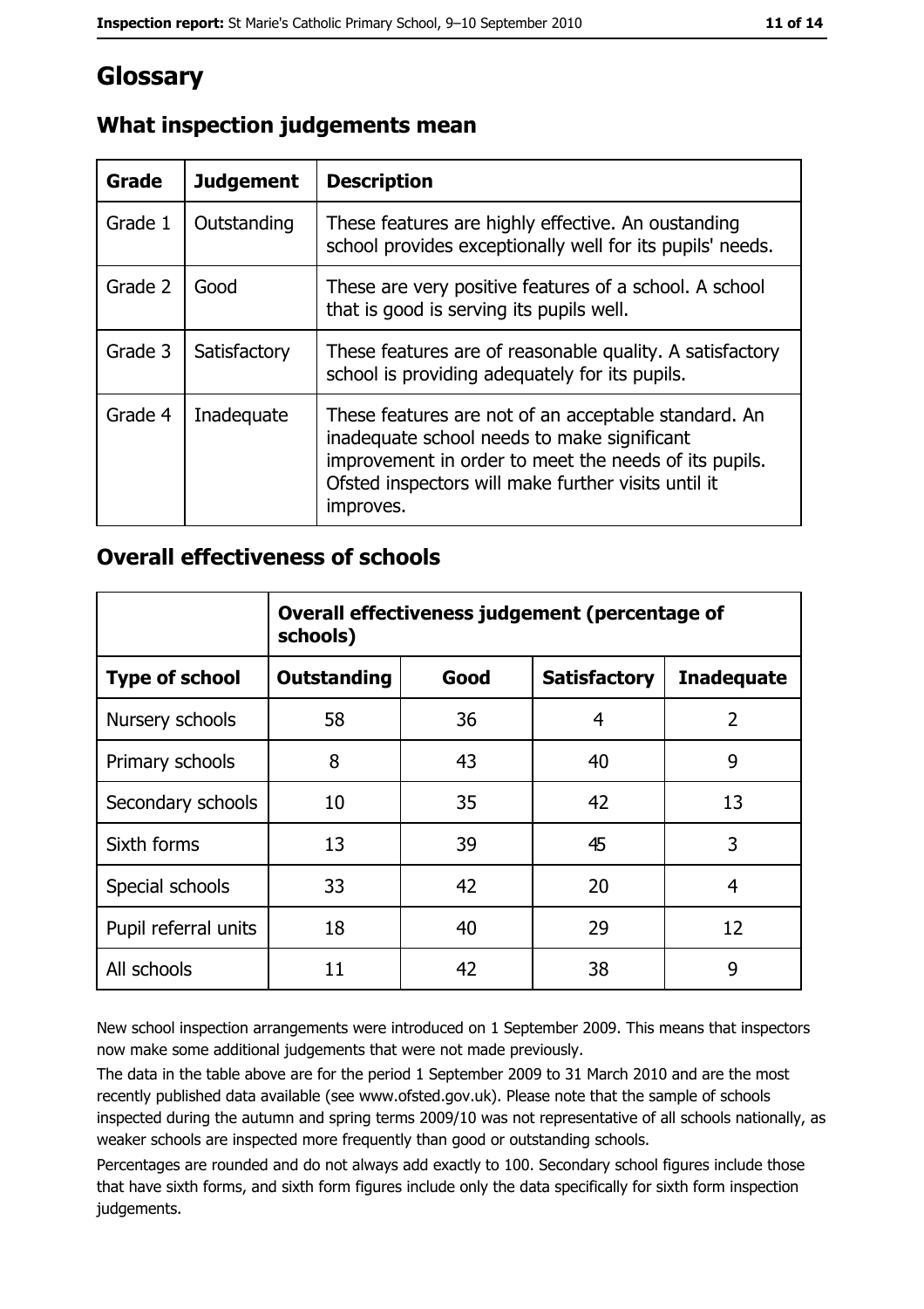# Glossary

## What inspection judgements mean

| Grade | Judgement | Description |
|---|---|---|
| Grade 1 | Outstanding | These features are highly effective. An oustanding school provides exceptionally well for its pupils' needs. |
| Grade 2 | Good | These are very positive features of a school. A school that is good is serving its pupils well. |
| Grade 3 | Satisfactory | These features are of reasonable quality. A satisfactory school is providing adequately for its pupils. |
| Grade 4 | Inadequate | These features are not of an acceptable standard. An inadequate school needs to make significant improvement in order to meet the needs of its pupils. Ofsted inspectors will make further visits until it improves. |

## Overall effectiveness of schools

| | Overall effectiveness judgement (percentage of schools) | | | |
|---|---|---|---|---|
| **Type of school** | **Outstanding** | **Good** | **Satisfactory** | **Inadequate** |
| Nursery schools | 58 | 36 | 4 | 2 |
| Primary schools | 8 | 43 | 40 | 9 |
| Secondary schools | 10 | 35 | 42 | 13 |
| Sixth forms | 13 | 39 | 45 | 3 |
| Special schools | 33 | 42 | 20 | 4 |
| Pupil referral units | 18 | 40 | 29 | 12 |
| All schools | 11 | 42 | 38 | 9 |

New school inspection arrangements were introduced on 1 September 2009. This means that inspectors now make some additional judgements that were not made previously.

The data in the table above are for the period 1 September 2009 to 31 March 2010 and are the most recently published data available (see www.ofsted.gov.uk). Please note that the sample of schools inspected during the autumn and spring terms 2009/10 was not representative of all schools nationally, as weaker schools are inspected more frequently than good or outstanding schools.

Percentages are rounded and do not always add exactly to 100. Secondary school figures include those that have sixth forms, and sixth form figures include only the data specifically for sixth form inspection judgements.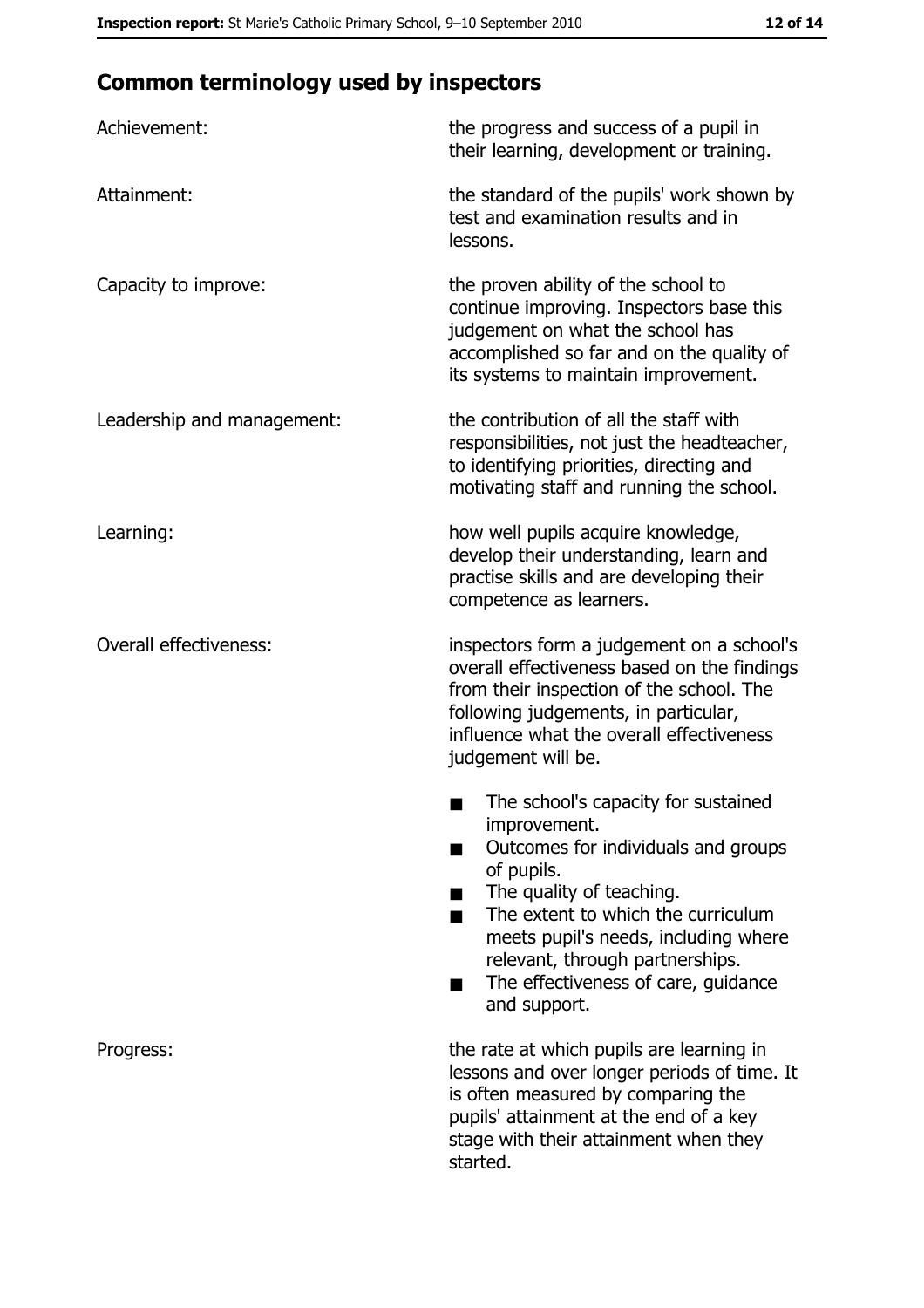## Common terminology used by inspectors

| | |
|---|---|
| Achievement: | the progress and success of a pupil in their learning, development or training. |
| Attainment: | the standard of the pupils' work shown by test and examination results and in lessons. |
| Capacity to improve: | the proven ability of the school to continue improving. Inspectors base this judgement on what the school has accomplished so far and on the quality of its systems to maintain improvement. |
| Leadership and management: | the contribution of all the staff with responsibilities, not just the headteacher, to identifying priorities, directing and motivating staff and running the school. |
| Learning: | how well pupils acquire knowledge, develop their understanding, learn and practise skills and are developing their competence as learners. |
| Overall effectiveness: | inspectors form a judgement on a school's overall effectiveness based on the findings from their inspection of the school. The following judgements, in particular, influence what the overall effectiveness judgement will be. <br>■ The school's capacity for sustained improvement.<br>■ Outcomes for individuals and groups of pupils.<br>■ The quality of teaching.<br>■ The extent to which the curriculum meets pupil's needs, including where relevant, through partnerships.<br>■ The effectiveness of care, guidance and support. |
| Progress: | the rate at which pupils are learning in lessons and over longer periods of time. It is often measured by comparing the pupils' attainment at the end of a key stage with their attainment when they started. |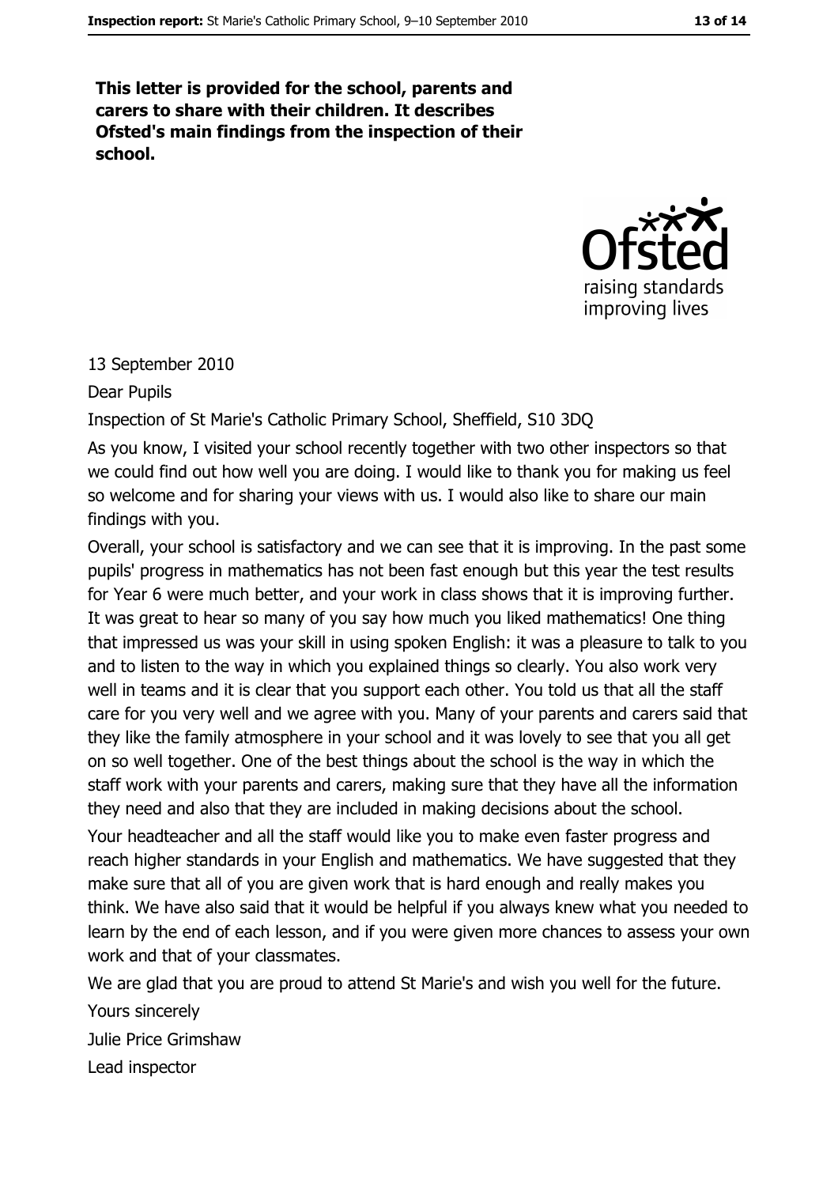**This letter is provided for the school, parents and carers to share with their children. It describes Ofsted's main findings from the inspection of their school.**

13 September 2010

Dear Pupils

Inspection of St Marie's Catholic Primary School, Sheffield, S10 3DQ

As you know, I visited your school recently together with two other inspectors so that we could find out how well you are doing. I would like to thank you for making us feel so welcome and for sharing your views with us. I would also like to share our main findings with you.

Overall, your school is satisfactory and we can see that it is improving. In the past some pupils' progress in mathematics has not been fast enough but this year the test results for Year 6 were much better, and your work in class shows that it is improving further. It was great to hear so many of you say how much you liked mathematics! One thing that impressed us was your skill in using spoken English: it was a pleasure to talk to you and to listen to the way in which you explained things so clearly. You also work very well in teams and it is clear that you support each other. You told us that all the staff care for you very well and we agree with you. Many of your parents and carers said that they like the family atmosphere in your school and it was lovely to see that you all get on so well together. One of the best things about the school is the way in which the staff work with your parents and carers, making sure that they have all the information they need and also that they are included in making decisions about the school.

Your headteacher and all the staff would like you to make even faster progress and reach higher standards in your English and mathematics. We have suggested that they make sure that all of you are given work that is hard enough and really makes you think. We have also said that it would be helpful if you always knew what you needed to learn by the end of each lesson, and if you were given more chances to assess your own work and that of your classmates.

We are glad that you are proud to attend St Marie's and wish you well for the future.

Yours sincerely

Julie Price Grimshaw

Lead inspector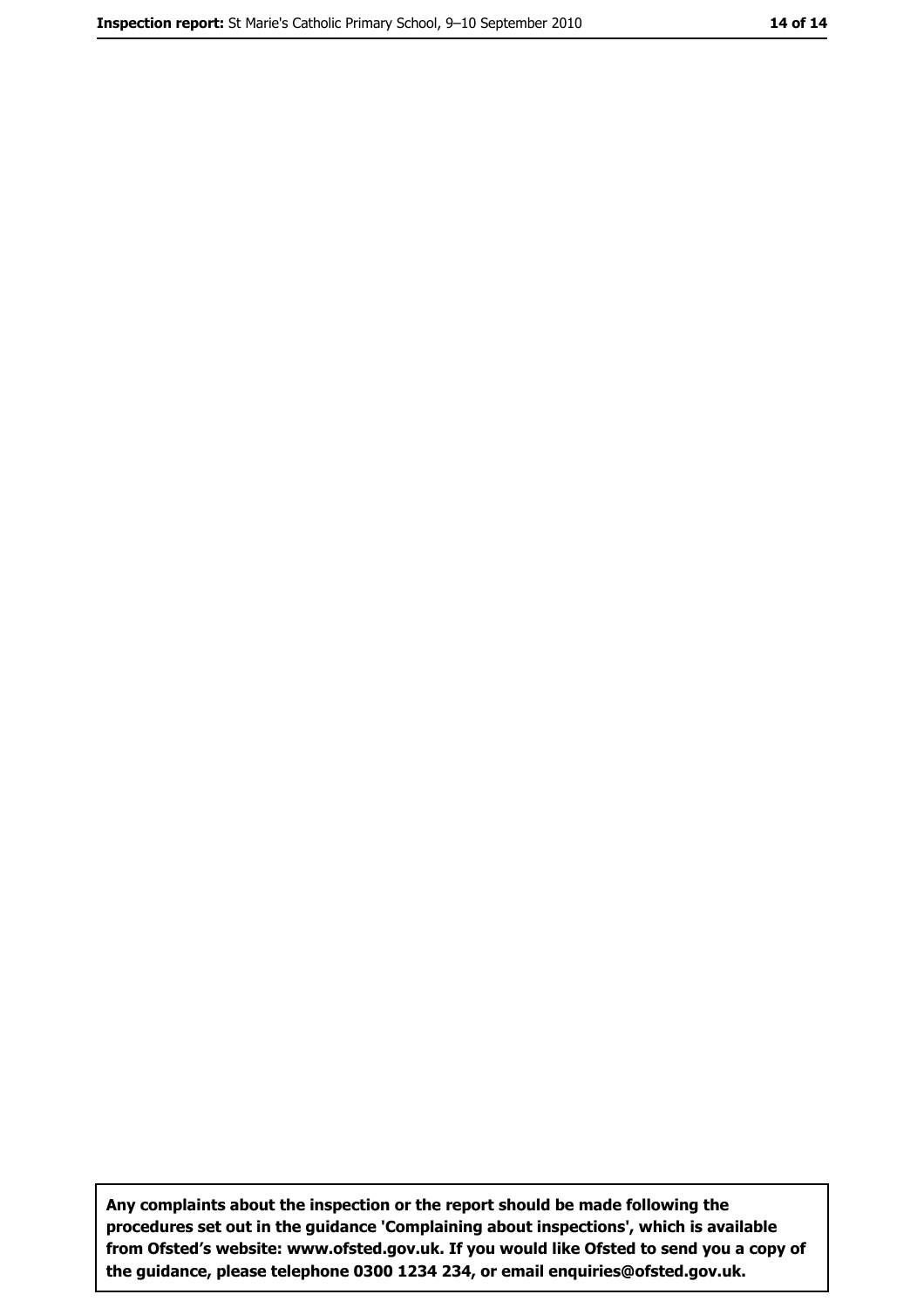**Any complaints about the inspection or the report should be made following the procedures set out in the guidance 'Complaining about inspections', which is available from Ofsted's website: www.ofsted.gov.uk. If you would like Ofsted to send you a copy of the guidance, please telephone 0300 1234 234, or email enquiries@ofsted.gov.uk.**